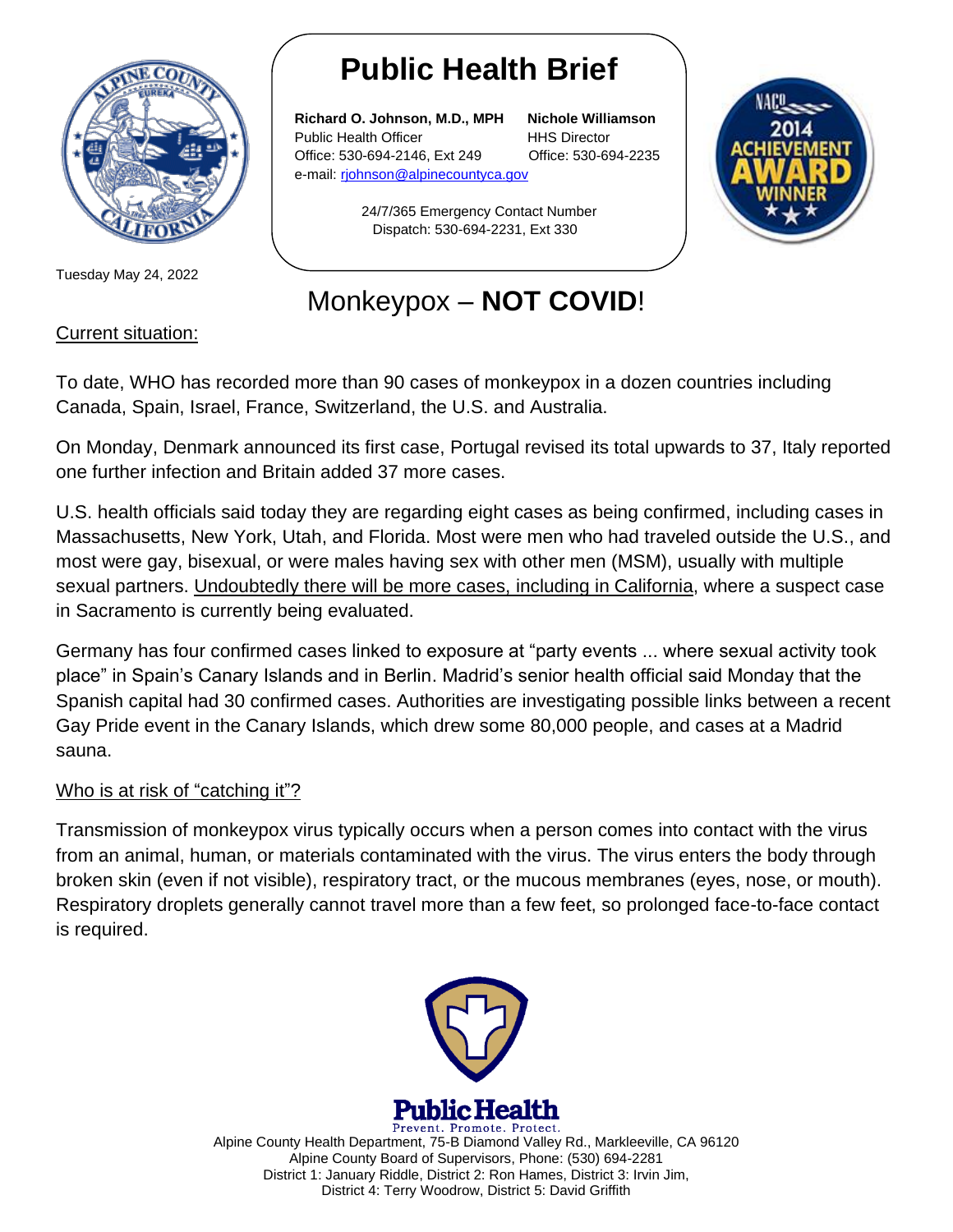# Public Health Brief

**Richard O. Johnson, M.D., MPH**
Public Health Officer
Office: 530-694-2146, Ext 249
e-mail: rjohnson@alpinecountyca.gov

**Nichole Williamson**
HHS Director
Office: 530-694-2235

24/7/365 Emergency Contact Number
Dispatch: 530-694-2231, Ext 330

Tuesday May 24, 2022

## Monkeypox – **NOT COVID**!

Current situation:

To date, WHO has recorded more than 90 cases of monkeypox in a dozen countries including Canada, Spain, Israel, France, Switzerland, the U.S. and Australia.

On Monday, Denmark announced its first case, Portugal revised its total upwards to 37, Italy reported one further infection and Britain added 37 more cases.

U.S. health officials said today they are regarding eight cases as being confirmed, including cases in Massachusetts, New York, Utah, and Florida. Most were men who had traveled outside the U.S., and most were gay, bisexual, or were males having sex with other men (MSM), usually with multiple sexual partners. Undoubtedly there will be more cases, including in California, where a suspect case in Sacramento is currently being evaluated.

Germany has four confirmed cases linked to exposure at "party events ... where sexual activity took place" in Spain's Canary Islands and in Berlin. Madrid's senior health official said Monday that the Spanish capital had 30 confirmed cases. Authorities are investigating possible links between a recent Gay Pride event in the Canary Islands, which drew some 80,000 people, and cases at a Madrid sauna.

Who is at risk of "catching it"?

Transmission of monkeypox virus typically occurs when a person comes into contact with the virus from an animal, human, or materials contaminated with the virus. The virus enters the body through broken skin (even if not visible), respiratory tract, or the mucous membranes (eyes, nose, or mouth). Respiratory droplets generally cannot travel more than a few feet, so prolonged face-to-face contact is required.

Public Health
Prevent. Promote. Protect.
Alpine County Health Department, 75-B Diamond Valley Rd., Markleeville, CA 96120
Alpine County Board of Supervisors, Phone: (530) 694-2281
District 1: January Riddle, District 2: Ron Hames, District 3: Irvin Jim,
District 4: Terry Woodrow, District 5: David Griffith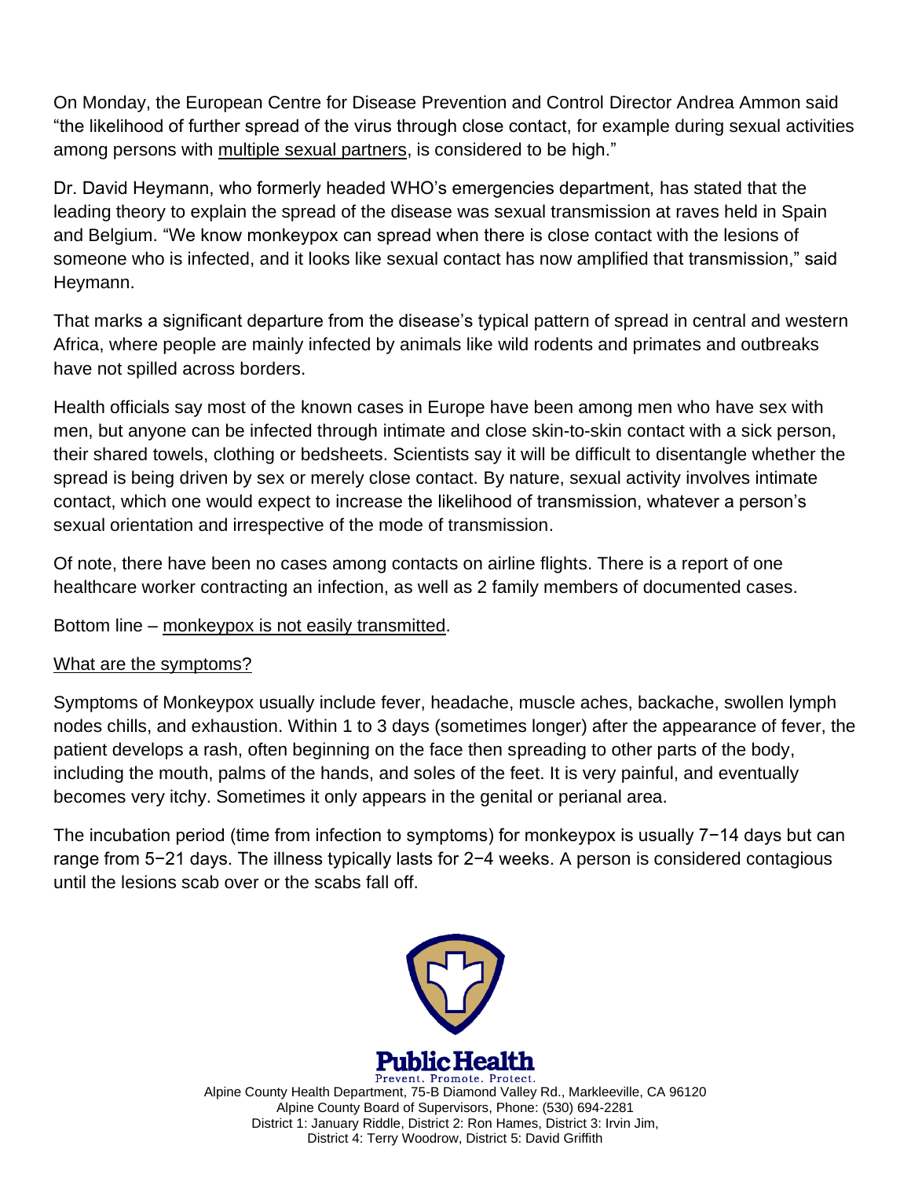On Monday, the European Centre for Disease Prevention and Control Director Andrea Ammon said "the likelihood of further spread of the virus through close contact, for example during sexual activities among persons with multiple sexual partners, is considered to be high."

Dr. David Heymann, who formerly headed WHO's emergencies department, has stated that the leading theory to explain the spread of the disease was sexual transmission at raves held in Spain and Belgium. "We know monkeypox can spread when there is close contact with the lesions of someone who is infected, and it looks like sexual contact has now amplified that transmission," said Heymann.

That marks a significant departure from the disease's typical pattern of spread in central and western Africa, where people are mainly infected by animals like wild rodents and primates and outbreaks have not spilled across borders.

Health officials say most of the known cases in Europe have been among men who have sex with men, but anyone can be infected through intimate and close skin-to-skin contact with a sick person, their shared towels, clothing or bedsheets. Scientists say it will be difficult to disentangle whether the spread is being driven by sex or merely close contact. By nature, sexual activity involves intimate contact, which one would expect to increase the likelihood of transmission, whatever a person's sexual orientation and irrespective of the mode of transmission.

Of note, there have been no cases among contacts on airline flights. There is a report of one healthcare worker contracting an infection, as well as 2 family members of documented cases.

Bottom line – monkeypox is not easily transmitted.

What are the symptoms?

Symptoms of Monkeypox usually include fever, headache, muscle aches, backache, swollen lymph nodes chills, and exhaustion. Within 1 to 3 days (sometimes longer) after the appearance of fever, the patient develops a rash, often beginning on the face then spreading to other parts of the body, including the mouth, palms of the hands, and soles of the feet. It is very painful, and eventually becomes very itchy. Sometimes it only appears in the genital or perianal area.

The incubation period (time from infection to symptoms) for monkeypox is usually 7−14 days but can range from 5−21 days. The illness typically lasts for 2−4 weeks. A person is considered contagious until the lesions scab over or the scabs fall off.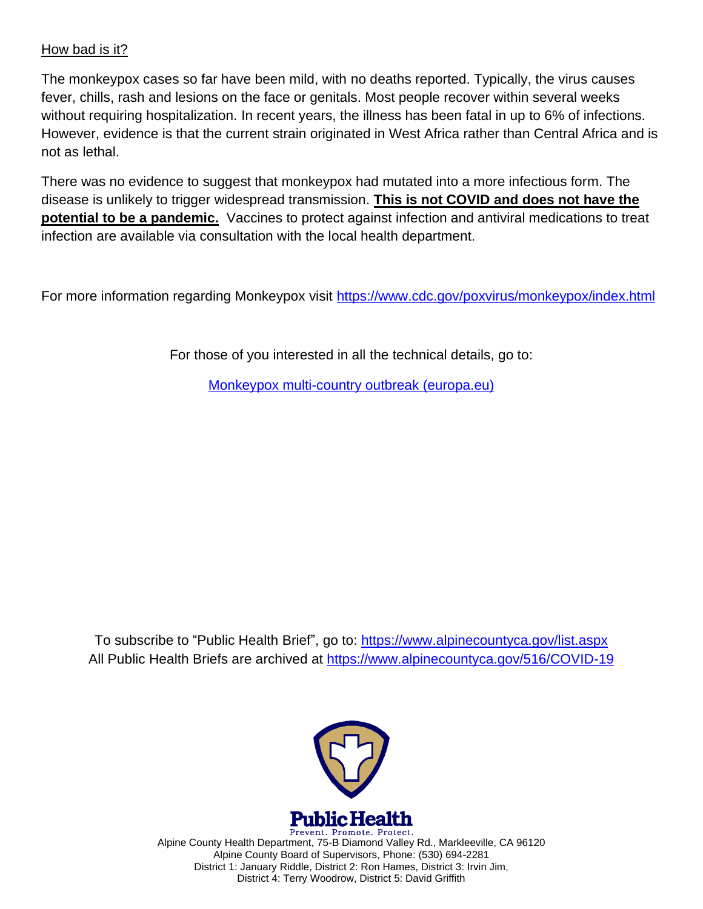How bad is it?

The monkeypox cases so far have been mild, with no deaths reported. Typically, the virus causes fever, chills, rash and lesions on the face or genitals. Most people recover within several weeks without requiring hospitalization. In recent years, the illness has been fatal in up to 6% of infections. However, evidence is that the current strain originated in West Africa rather than Central Africa and is not as lethal.

There was no evidence to suggest that monkeypox had mutated into a more infectious form. The disease is unlikely to trigger widespread transmission. **This is not COVID and does not have the potential to be a pandemic.** Vaccines to protect against infection and antiviral medications to treat infection are available via consultation with the local health department.

For more information regarding Monkeypox visit https://www.cdc.gov/poxvirus/monkeypox/index.html

For those of you interested in all the technical details, go to:

Monkeypox multi-country outbreak (europa.eu)

To subscribe to "Public Health Brief", go to: https://www.alpinecountyca.gov/list.aspx
All Public Health Briefs are archived at https://www.alpinecountyca.gov/516/COVID-19

Public Health
Prevent. Promote. Protect.
Alpine County Health Department, 75-B Diamond Valley Rd., Markleeville, CA 96120
Alpine County Board of Supervisors, Phone: (530) 694-2281
District 1: January Riddle, District 2: Ron Hames, District 3: Irvin Jim,
District 4: Terry Woodrow, District 5: David Griffith